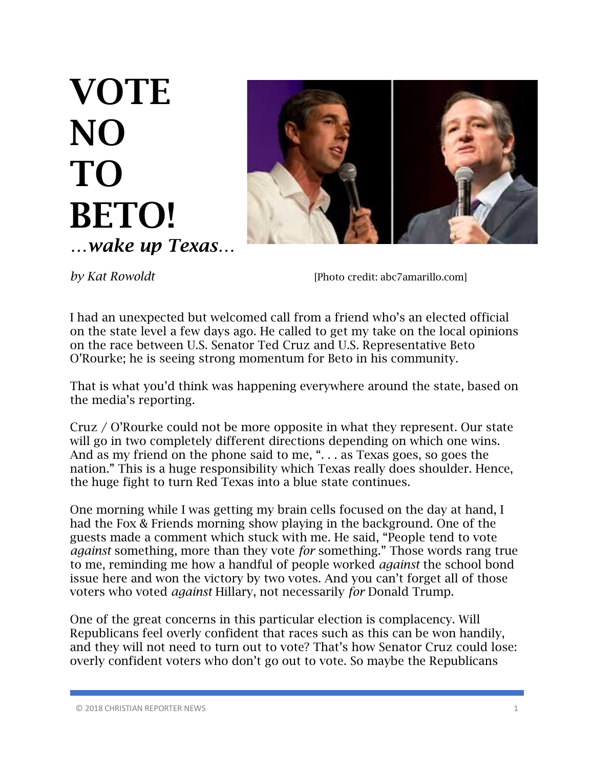# VOTE NO TO BETO!

*…wake up Texas…*

*by Kat Rowoldt*

[Photo credit: abc7amarillo.com]

I had an unexpected but welcomed call from a friend who's an elected official on the state level a few days ago. He called to get my take on the local opinions on the race between U.S. Senator Ted Cruz and U.S. Representative Beto O'Rourke; he is seeing strong momentum for Beto in his community.

That is what you'd think was happening everywhere around the state, based on the media's reporting.

Cruz / O'Rourke could not be more opposite in what they represent. Our state will go in two completely different directions depending on which one wins. And as my friend on the phone said to me, ". . . as Texas goes, so goes the nation." This is a huge responsibility which Texas really does shoulder. Hence, the huge fight to turn Red Texas into a blue state continues.

One morning while I was getting my brain cells focused on the day at hand, I had the Fox & Friends morning show playing in the background. One of the guests made a comment which stuck with me. He said, "People tend to vote *against* something, more than they vote *for* something." Those words rang true to me, reminding me how a handful of people worked *against* the school bond issue here and won the victory by two votes. And you can't forget all of those voters who voted *against* Hillary, not necessarily *for* Donald Trump.

One of the great concerns in this particular election is complacency. Will Republicans feel overly confident that races such as this can be won handily, and they will not need to turn out to vote? That's how Senator Cruz could lose: overly confident voters who don't go out to vote. So maybe the Republicans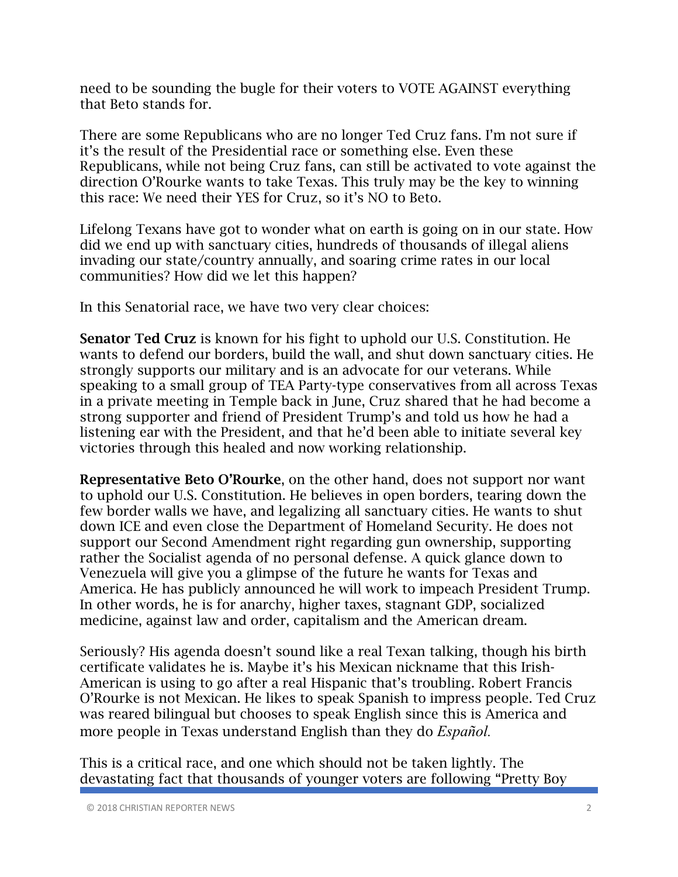need to be sounding the bugle for their voters to VOTE AGAINST everything that Beto stands for.

There are some Republicans who are no longer Ted Cruz fans. I'm not sure if it's the result of the Presidential race or something else. Even these Republicans, while not being Cruz fans, can still be activated to vote against the direction O'Rourke wants to take Texas. This truly may be the key to winning this race: We need their YES for Cruz, so it's NO to Beto.

Lifelong Texans have got to wonder what on earth is going on in our state. How did we end up with sanctuary cities, hundreds of thousands of illegal aliens invading our state/country annually, and soaring crime rates in our local communities? How did we let this happen?

In this Senatorial race, we have two very clear choices:

**Senator Ted Cruz** is known for his fight to uphold our U.S. Constitution. He wants to defend our borders, build the wall, and shut down sanctuary cities. He strongly supports our military and is an advocate for our veterans. While speaking to a small group of TEA Party-type conservatives from all across Texas in a private meeting in Temple back in June, Cruz shared that he had become a strong supporter and friend of President Trump's and told us how he had a listening ear with the President, and that he'd been able to initiate several key victories through this healed and now working relationship.

**Representative Beto O'Rourke**, on the other hand, does not support nor want to uphold our U.S. Constitution. He believes in open borders, tearing down the few border walls we have, and legalizing all sanctuary cities. He wants to shut down ICE and even close the Department of Homeland Security. He does not support our Second Amendment right regarding gun ownership, supporting rather the Socialist agenda of no personal defense. A quick glance down to Venezuela will give you a glimpse of the future he wants for Texas and America. He has publicly announced he will work to impeach President Trump. In other words, he is for anarchy, higher taxes, stagnant GDP, socialized medicine, against law and order, capitalism and the American dream.

Seriously? His agenda doesn't sound like a real Texan talking, though his birth certificate validates he is. Maybe it's his Mexican nickname that this Irish-American is using to go after a real Hispanic that's troubling. Robert Francis O'Rourke is not Mexican. He likes to speak Spanish to impress people. Ted Cruz was reared bilingual but chooses to speak English since this is America and more people in Texas understand English than they do *Español.*

This is a critical race, and one which should not be taken lightly. The devastating fact that thousands of younger voters are following "Pretty Boy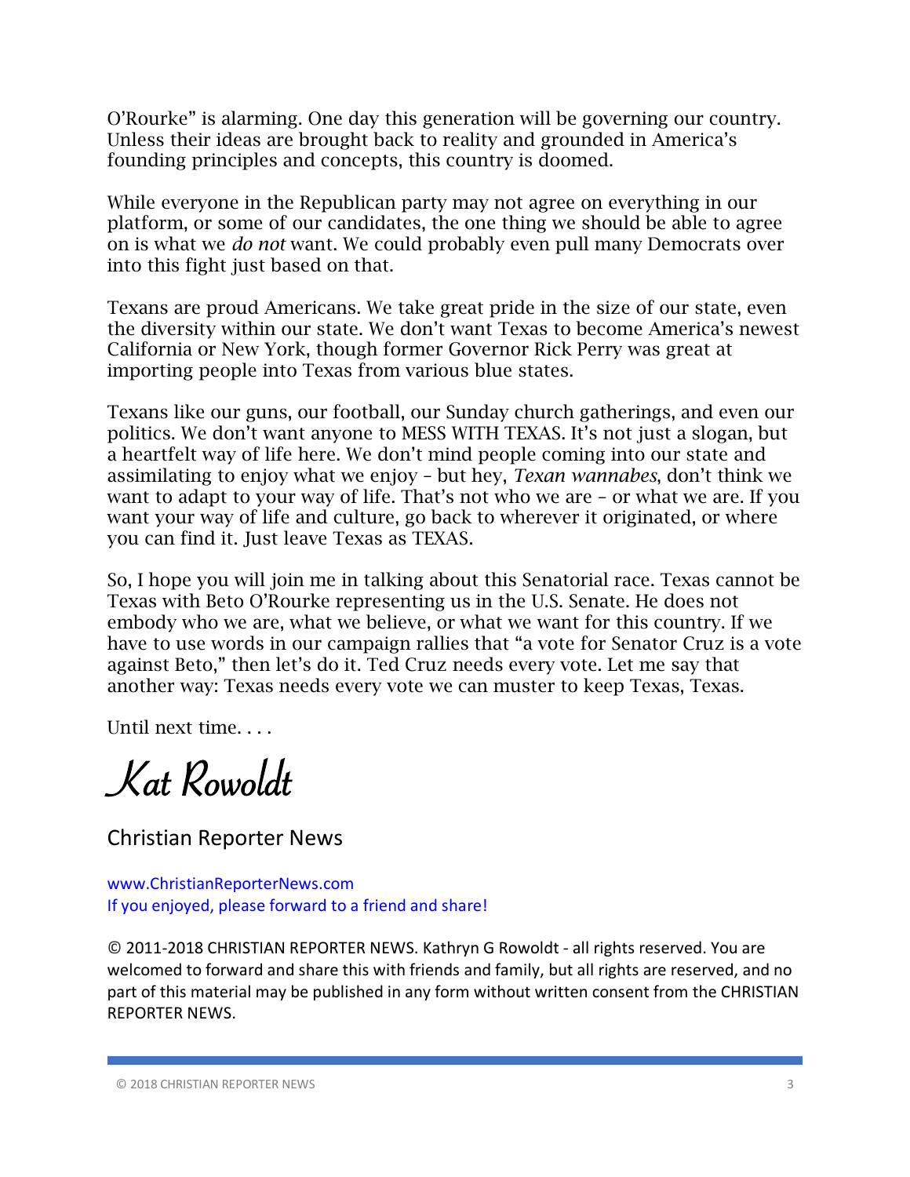O'Rourke" is alarming. One day this generation will be governing our country. Unless their ideas are brought back to reality and grounded in America's founding principles and concepts, this country is doomed.

While everyone in the Republican party may not agree on everything in our platform, or some of our candidates, the one thing we should be able to agree on is what we *do not* want. We could probably even pull many Democrats over into this fight just based on that.

Texans are proud Americans. We take great pride in the size of our state, even the diversity within our state. We don't want Texas to become America's newest California or New York, though former Governor Rick Perry was great at importing people into Texas from various blue states.

Texans like our guns, our football, our Sunday church gatherings, and even our politics. We don't want anyone to MESS WITH TEXAS. It's not just a slogan, but a heartfelt way of life here. We don't mind people coming into our state and assimilating to enjoy what we enjoy – but hey, *Texan wannabes*, don't think we want to adapt to your way of life. That's not who we are – or what we are. If you want your way of life and culture, go back to wherever it originated, or where you can find it. Just leave Texas as TEXAS.

So, I hope you will join me in talking about this Senatorial race. Texas cannot be Texas with Beto O'Rourke representing us in the U.S. Senate. He does not embody who we are, what we believe, or what we want for this country. If we have to use words in our campaign rallies that "a vote for Senator Cruz is a vote against Beto," then let's do it. Ted Cruz needs every vote. Let me say that another way: Texas needs every vote we can muster to keep Texas, Texas.

Until next time. . . .

*Kat Rowoldt*

Christian Reporter News

www.ChristianReporterNews.com
If you enjoyed, please forward to a friend and share!

© 2011-2018 CHRISTIAN REPORTER NEWS. Kathryn G Rowoldt - all rights reserved. You are welcomed to forward and share this with friends and family, but all rights are reserved, and no part of this material may be published in any form without written consent from the CHRISTIAN REPORTER NEWS.